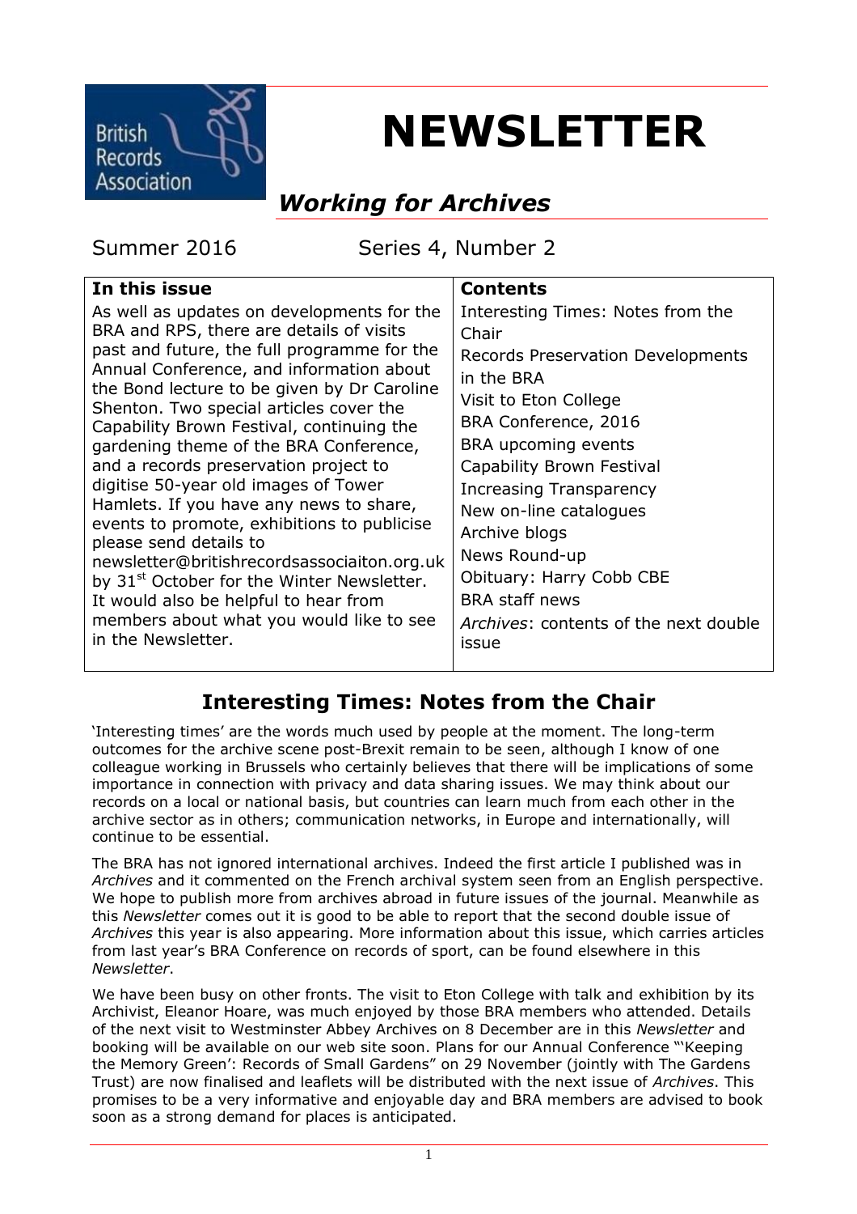British Records Association

# NEWSLETTER

## *Working for Archives*

Summer 2016 Series 4, Number 2

| In this issue | Contents |
|---|---|
| As well as updates on developments for the BRA and RPS, there are details of visits past and future, the full programme for the Annual Conference, and information about the Bond lecture to be given by Dr Caroline Shenton. Two special articles cover the Capability Brown Festival, continuing the gardening theme of the BRA Conference, and a records preservation project to digitise 50-year old images of Tower Hamlets. If you have any news to share, events to promote, exhibitions to publicise please send details to newsletter@britishrecordsassociaiton.org.uk by 31st October for the Winter Newsletter. It would also be helpful to hear from members about what you would like to see in the Newsletter. | Interesting Times: Notes from the Chair<br>Records Preservation Developments in the BRA<br>Visit to Eton College<br>BRA Conference, 2016<br>BRA upcoming events<br>Capability Brown Festival<br>Increasing Transparency<br>New on-line catalogues<br>Archive blogs<br>News Round-up<br>Obituary: Harry Cobb CBE<br>BRA staff news<br>*Archives*: contents of the next double issue |

## Interesting Times: Notes from the Chair

'Interesting times' are the words much used by people at the moment. The long-term outcomes for the archive scene post-Brexit remain to be seen, although I know of one colleague working in Brussels who certainly believes that there will be implications of some importance in connection with privacy and data sharing issues. We may think about our records on a local or national basis, but countries can learn much from each other in the archive sector as in others; communication networks, in Europe and internationally, will continue to be essential.

The BRA has not ignored international archives. Indeed the first article I published was in *Archives* and it commented on the French archival system seen from an English perspective. We hope to publish more from archives abroad in future issues of the journal. Meanwhile as this *Newsletter* comes out it is good to be able to report that the second double issue of *Archives* this year is also appearing. More information about this issue, which carries articles from last year's BRA Conference on records of sport, can be found elsewhere in this *Newsletter*.

We have been busy on other fronts. The visit to Eton College with talk and exhibition by its Archivist, Eleanor Hoare, was much enjoyed by those BRA members who attended. Details of the next visit to Westminster Abbey Archives on 8 December are in this *Newsletter* and booking will be available on our web site soon. Plans for our Annual Conference "'Keeping the Memory Green': Records of Small Gardens" on 29 November (jointly with The Gardens Trust) are now finalised and leaflets will be distributed with the next issue of *Archives*. This promises to be a very informative and enjoyable day and BRA members are advised to book soon as a strong demand for places is anticipated.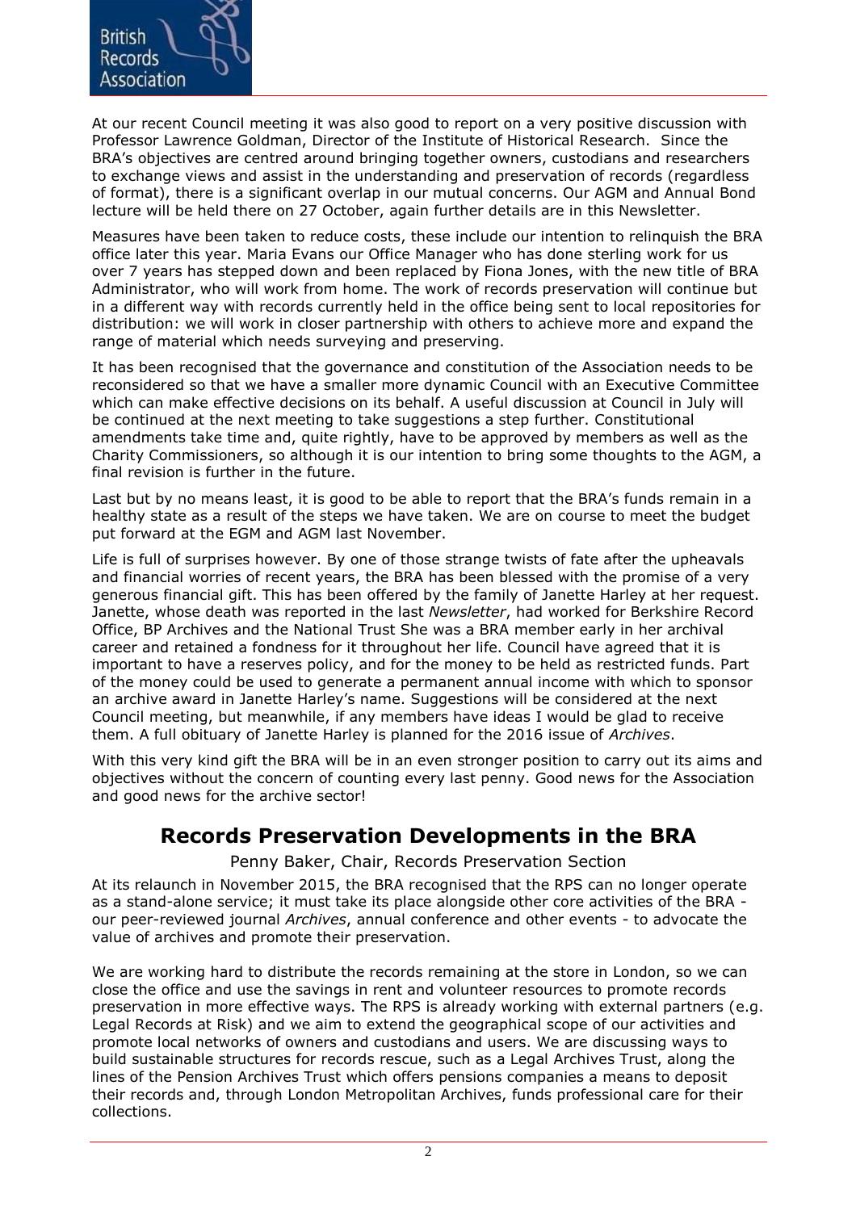At our recent Council meeting it was also good to report on a very positive discussion with Professor Lawrence Goldman, Director of the Institute of Historical Research. Since the BRA's objectives are centred around bringing together owners, custodians and researchers to exchange views and assist in the understanding and preservation of records (regardless of format), there is a significant overlap in our mutual concerns. Our AGM and Annual Bond lecture will be held there on 27 October, again further details are in this Newsletter.

Measures have been taken to reduce costs, these include our intention to relinquish the BRA office later this year. Maria Evans our Office Manager who has done sterling work for us over 7 years has stepped down and been replaced by Fiona Jones, with the new title of BRA Administrator, who will work from home. The work of records preservation will continue but in a different way with records currently held in the office being sent to local repositories for distribution: we will work in closer partnership with others to achieve more and expand the range of material which needs surveying and preserving.

It has been recognised that the governance and constitution of the Association needs to be reconsidered so that we have a smaller more dynamic Council with an Executive Committee which can make effective decisions on its behalf. A useful discussion at Council in July will be continued at the next meeting to take suggestions a step further. Constitutional amendments take time and, quite rightly, have to be approved by members as well as the Charity Commissioners, so although it is our intention to bring some thoughts to the AGM, a final revision is further in the future.

Last but by no means least, it is good to be able to report that the BRA's funds remain in a healthy state as a result of the steps we have taken. We are on course to meet the budget put forward at the EGM and AGM last November.

Life is full of surprises however. By one of those strange twists of fate after the upheavals and financial worries of recent years, the BRA has been blessed with the promise of a very generous financial gift. This has been offered by the family of Janette Harley at her request. Janette, whose death was reported in the last *Newsletter*, had worked for Berkshire Record Office, BP Archives and the National Trust She was a BRA member early in her archival career and retained a fondness for it throughout her life. Council have agreed that it is important to have a reserves policy, and for the money to be held as restricted funds. Part of the money could be used to generate a permanent annual income with which to sponsor an archive award in Janette Harley's name. Suggestions will be considered at the next Council meeting, but meanwhile, if any members have ideas I would be glad to receive them. A full obituary of Janette Harley is planned for the 2016 issue of *Archives*.

With this very kind gift the BRA will be in an even stronger position to carry out its aims and objectives without the concern of counting every last penny. Good news for the Association and good news for the archive sector!

## Records Preservation Developments in the BRA

Penny Baker, Chair, Records Preservation Section

At its relaunch in November 2015, the BRA recognised that the RPS can no longer operate as a stand-alone service; it must take its place alongside other core activities of the BRA - our peer-reviewed journal *Archives*, annual conference and other events - to advocate the value of archives and promote their preservation.

We are working hard to distribute the records remaining at the store in London, so we can close the office and use the savings in rent and volunteer resources to promote records preservation in more effective ways. The RPS is already working with external partners (e.g. Legal Records at Risk) and we aim to extend the geographical scope of our activities and promote local networks of owners and custodians and users. We are discussing ways to build sustainable structures for records rescue, such as a Legal Archives Trust, along the lines of the Pension Archives Trust which offers pensions companies a means to deposit their records and, through London Metropolitan Archives, funds professional care for their collections.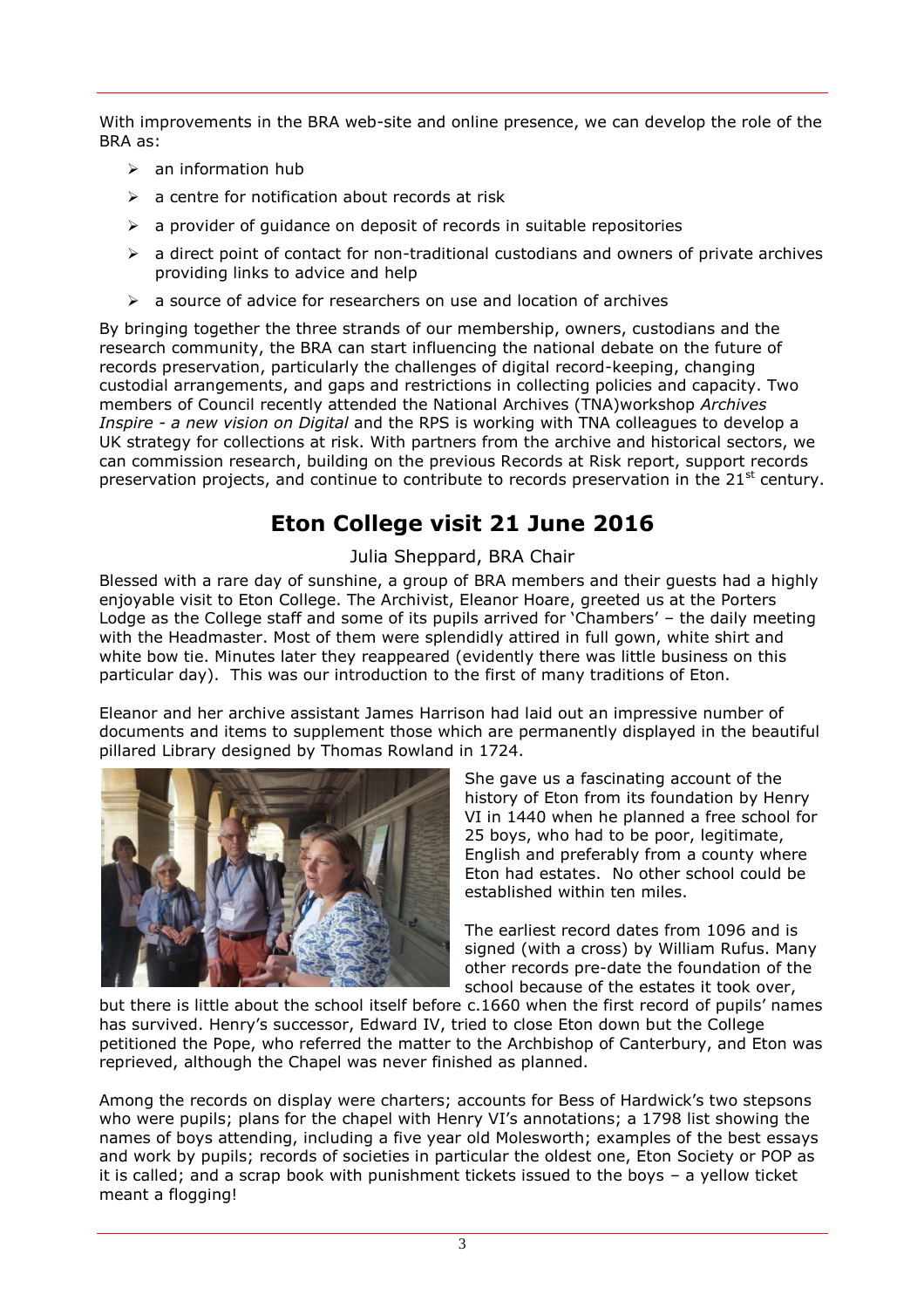With improvements in the BRA web-site and online presence, we can develop the role of the BRA as:

- an information hub
- a centre for notification about records at risk
- a provider of guidance on deposit of records in suitable repositories
- a direct point of contact for non-traditional custodians and owners of private archives providing links to advice and help
- a source of advice for researchers on use and location of archives

By bringing together the three strands of our membership, owners, custodians and the research community, the BRA can start influencing the national debate on the future of records preservation, particularly the challenges of digital record-keeping, changing custodial arrangements, and gaps and restrictions in collecting policies and capacity. Two members of Council recently attended the National Archives (TNA)workshop *Archives Inspire - a new vision on Digital* and the RPS is working with TNA colleagues to develop a UK strategy for collections at risk. With partners from the archive and historical sectors, we can commission research, building on the previous Records at Risk report, support records preservation projects, and continue to contribute to records preservation in the 21st century.

## Eton College visit 21 June 2016

Julia Sheppard, BRA Chair

Blessed with a rare day of sunshine, a group of BRA members and their guests had a highly enjoyable visit to Eton College. The Archivist, Eleanor Hoare, greeted us at the Porters Lodge as the College staff and some of its pupils arrived for 'Chambers' – the daily meeting with the Headmaster. Most of them were splendidly attired in full gown, white shirt and white bow tie. Minutes later they reappeared (evidently there was little business on this particular day). This was our introduction to the first of many traditions of Eton.

Eleanor and her archive assistant James Harrison had laid out an impressive number of documents and items to supplement those which are permanently displayed in the beautiful pillared Library designed by Thomas Rowland in 1724.

She gave us a fascinating account of the history of Eton from its foundation by Henry VI in 1440 when he planned a free school for 25 boys, who had to be poor, legitimate, English and preferably from a county where Eton had estates. No other school could be established within ten miles.

The earliest record dates from 1096 and is signed (with a cross) by William Rufus. Many other records pre-date the foundation of the school because of the estates it took over, but there is little about the school itself before c.1660 when the first record of pupils' names has survived. Henry's successor, Edward IV, tried to close Eton down but the College petitioned the Pope, who referred the matter to the Archbishop of Canterbury, and Eton was reprieved, although the Chapel was never finished as planned.

Among the records on display were charters; accounts for Bess of Hardwick's two stepsons who were pupils; plans for the chapel with Henry VI's annotations; a 1798 list showing the names of boys attending, including a five year old Molesworth; examples of the best essays and work by pupils; records of societies in particular the oldest one, Eton Society or POP as it is called; and a scrap book with punishment tickets issued to the boys – a yellow ticket meant a flogging!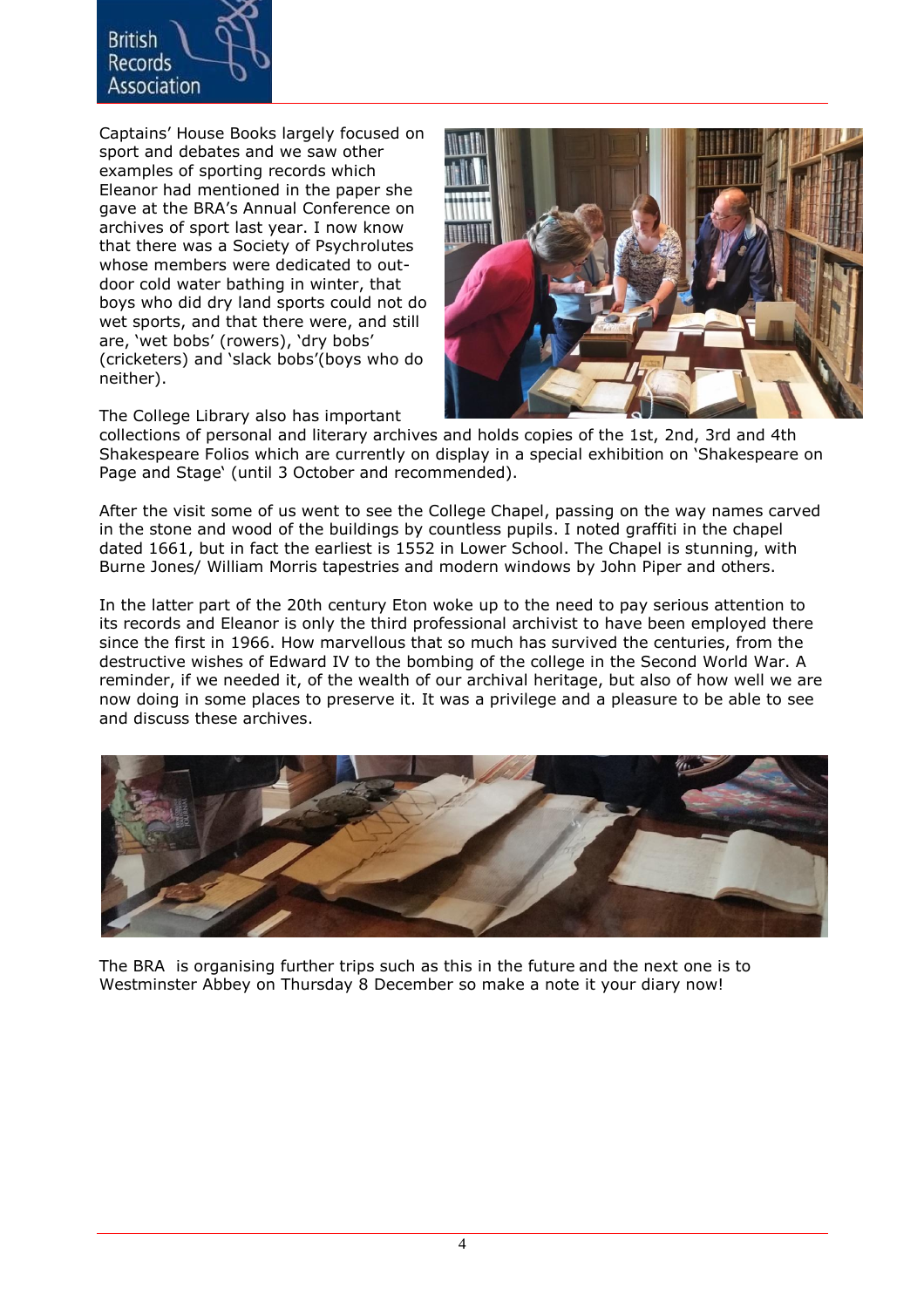Captains' House Books largely focused on sport and debates and we saw other examples of sporting records which Eleanor had mentioned in the paper she gave at the BRA's Annual Conference on archives of sport last year. I now know that there was a Society of Psychrolutes whose members were dedicated to out-door cold water bathing in winter, that boys who did dry land sports could not do wet sports, and that there were, and still are, 'wet bobs' (rowers), 'dry bobs' (cricketers) and 'slack bobs'(boys who do neither).

The College Library also has important collections of personal and literary archives and holds copies of the 1st, 2nd, 3rd and 4th Shakespeare Folios which are currently on display in a special exhibition on 'Shakespeare on Page and Stage' (until 3 October and recommended).

After the visit some of us went to see the College Chapel, passing on the way names carved in the stone and wood of the buildings by countless pupils. I noted graffiti in the chapel dated 1661, but in fact the earliest is 1552 in Lower School. The Chapel is stunning, with Burne Jones/ William Morris tapestries and modern windows by John Piper and others.

In the latter part of the 20th century Eton woke up to the need to pay serious attention to its records and Eleanor is only the third professional archivist to have been employed there since the first in 1966. How marvellous that so much has survived the centuries, from the destructive wishes of Edward IV to the bombing of the college in the Second World War. A reminder, if we needed it, of the wealth of our archival heritage, but also of how well we are now doing in some places to preserve it. It was a privilege and a pleasure to be able to see and discuss these archives.

The BRA is organising further trips such as this in the future and the next one is to Westminster Abbey on Thursday 8 December so make a note it your diary now!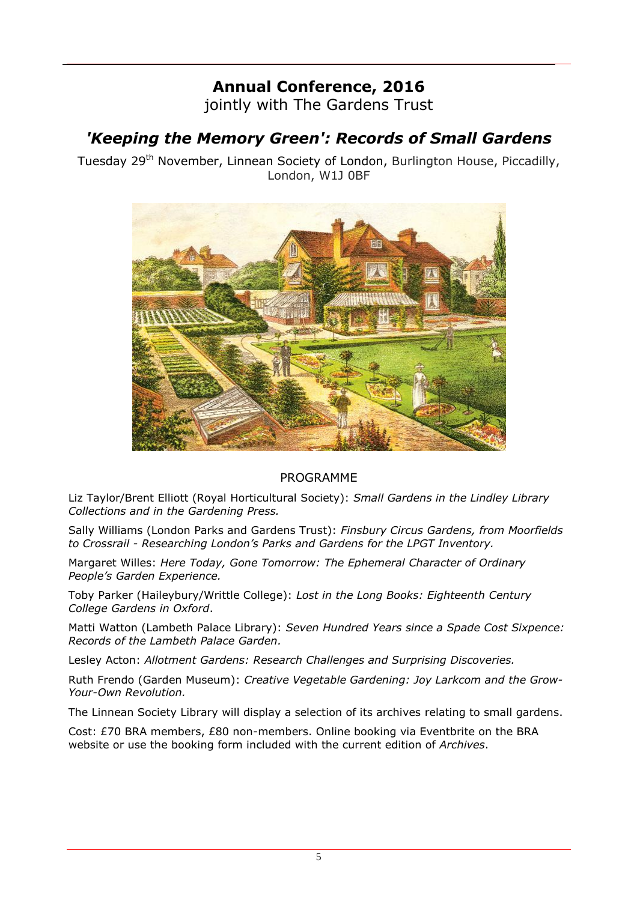# Annual Conference, 2016

jointly with The Gardens Trust

## *'Keeping the Memory Green': Records of Small Gardens*

Tuesday 29th November, Linnean Society of London, Burlington House, Piccadilly, London, W1J 0BF

PROGRAMME

Liz Taylor/Brent Elliott (Royal Horticultural Society): *Small Gardens in the Lindley Library Collections and in the Gardening Press.*

Sally Williams (London Parks and Gardens Trust): *Finsbury Circus Gardens, from Moorfields to Crossrail - Researching London's Parks and Gardens for the LPGT Inventory.*

Margaret Willes: *Here Today, Gone Tomorrow: The Ephemeral Character of Ordinary People's Garden Experience.*

Toby Parker (Haileybury/Writtle College): *Lost in the Long Books: Eighteenth Century College Gardens in Oxford*.

Matti Watton (Lambeth Palace Library): *Seven Hundred Years since a Spade Cost Sixpence: Records of the Lambeth Palace Garden.*

Lesley Acton: *Allotment Gardens: Research Challenges and Surprising Discoveries.*

Ruth Frendo (Garden Museum): *Creative Vegetable Gardening: Joy Larkcom and the Grow-Your-Own Revolution.*

The Linnean Society Library will display a selection of its archives relating to small gardens.

Cost: £70 BRA members, £80 non-members. Online booking via Eventbrite on the BRA website or use the booking form included with the current edition of *Archives*.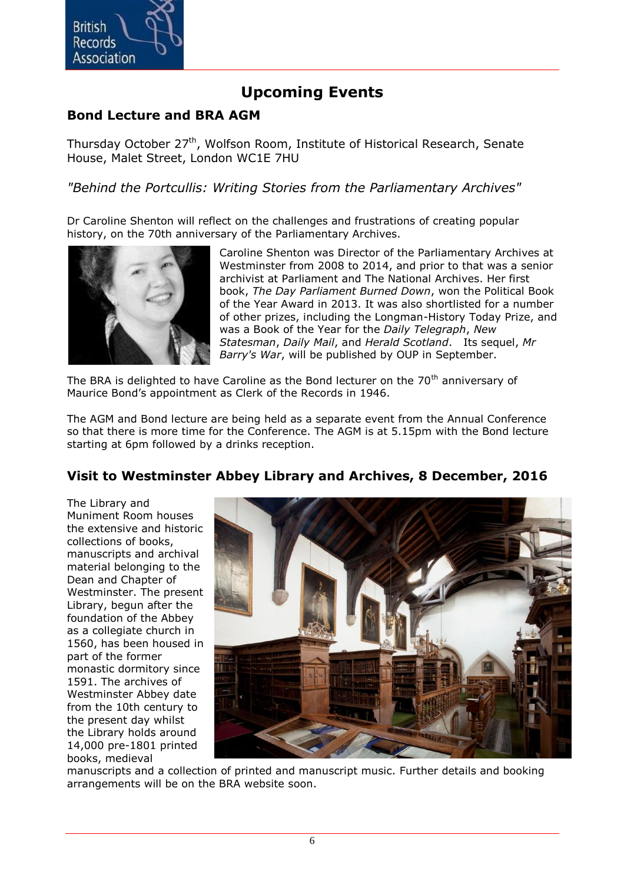# Upcoming Events

## Bond Lecture and BRA AGM

Thursday October 27th, Wolfson Room, Institute of Historical Research, Senate House, Malet Street, London WC1E 7HU

*"Behind the Portcullis: Writing Stories from the Parliamentary Archives"*

Dr Caroline Shenton will reflect on the challenges and frustrations of creating popular history, on the 70th anniversary of the Parliamentary Archives.

Caroline Shenton was Director of the Parliamentary Archives at Westminster from 2008 to 2014, and prior to that was a senior archivist at Parliament and The National Archives. Her first book, *The Day Parliament Burned Down*, won the Political Book of the Year Award in 2013. It was also shortlisted for a number of other prizes, including the Longman-History Today Prize, and was a Book of the Year for the *Daily Telegraph*, *New Statesman*, *Daily Mail*, and *Herald Scotland*. Its sequel, *Mr Barry's War*, will be published by OUP in September.

The BRA is delighted to have Caroline as the Bond lecturer on the 70th anniversary of Maurice Bond's appointment as Clerk of the Records in 1946.

The AGM and Bond lecture are being held as a separate event from the Annual Conference so that there is more time for the Conference. The AGM is at 5.15pm with the Bond lecture starting at 6pm followed by a drinks reception.

## Visit to Westminster Abbey Library and Archives, 8 December, 2016

The Library and Muniment Room houses the extensive and historic collections of books, manuscripts and archival material belonging to the Dean and Chapter of Westminster. The present Library, begun after the foundation of the Abbey as a collegiate church in 1560, has been housed in part of the former monastic dormitory since 1591. The archives of Westminster Abbey date from the 10th century to the present day whilst the Library holds around 14,000 pre-1801 printed books, medieval manuscripts and a collection of printed and manuscript music. Further details and booking arrangements will be on the BRA website soon.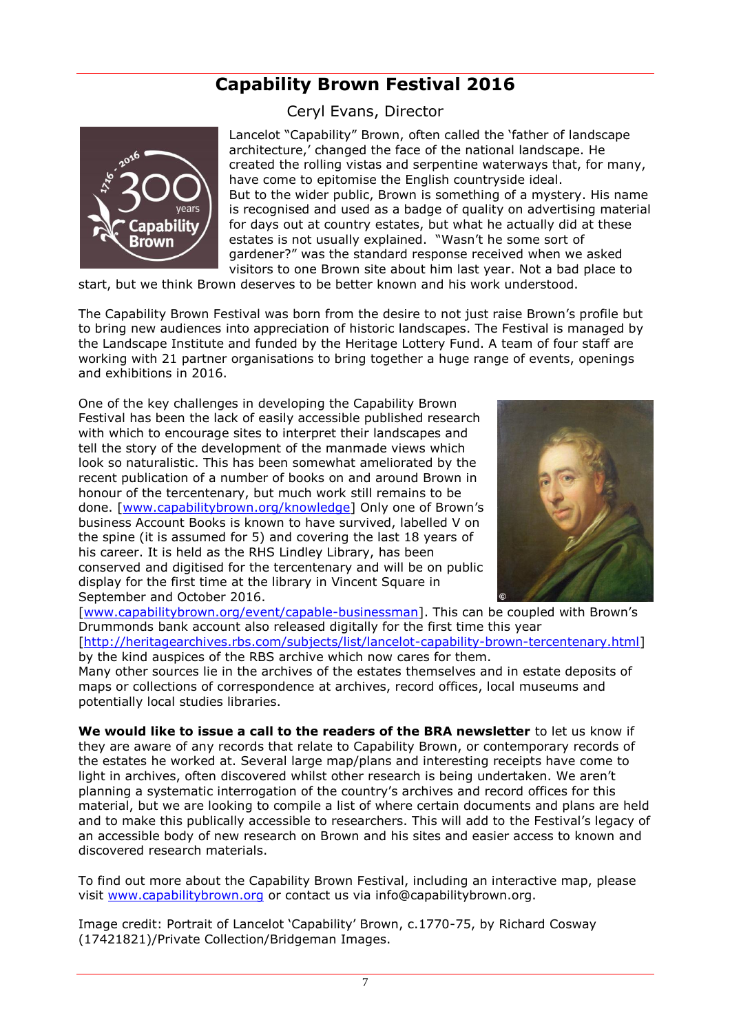# Capability Brown Festival 2016

Ceryl Evans, Director

Lancelot "Capability" Brown, often called the 'father of landscape architecture,' changed the face of the national landscape. He created the rolling vistas and serpentine waterways that, for many, have come to epitomise the English countryside ideal.
But to the wider public, Brown is something of a mystery. His name is recognised and used as a badge of quality on advertising material for days out at country estates, but what he actually did at these estates is not usually explained. "Wasn't he some sort of gardener?" was the standard response received when we asked visitors to one Brown site about him last year. Not a bad place to start, but we think Brown deserves to be better known and his work understood.

The Capability Brown Festival was born from the desire to not just raise Brown's profile but to bring new audiences into appreciation of historic landscapes. The Festival is managed by the Landscape Institute and funded by the Heritage Lottery Fund. A team of four staff are working with 21 partner organisations to bring together a huge range of events, openings and exhibitions in 2016.

One of the key challenges in developing the Capability Brown Festival has been the lack of easily accessible published research with which to encourage sites to interpret their landscapes and tell the story of the development of the manmade views which look so naturalistic. This has been somewhat ameliorated by the recent publication of a number of books on and around Brown in honour of the tercentenary, but much work still remains to be done. [www.capabilitybrown.org/knowledge] Only one of Brown's business Account Books is known to have survived, labelled V on the spine (it is assumed for 5) and covering the last 18 years of his career. It is held as the RHS Lindley Library, has been conserved and digitised for the tercentenary and will be on public display for the first time at the library in Vincent Square in September and October 2016. [www.capabilitybrown.org/event/capable-businessman]. This can be coupled with Brown's Drummonds bank account also released digitally for the first time this year [http://heritagearchives.rbs.com/subjects/list/lancelot-capability-brown-tercentenary.html] by the kind auspices of the RBS archive which now cares for them.
Many other sources lie in the archives of the estates themselves and in estate deposits of maps or collections of correspondence at archives, record offices, local museums and potentially local studies libraries.

**We would like to issue a call to the readers of the BRA newsletter** to let us know if they are aware of any records that relate to Capability Brown, or contemporary records of the estates he worked at. Several large map/plans and interesting receipts have come to light in archives, often discovered whilst other research is being undertaken. We aren't planning a systematic interrogation of the country's archives and record offices for this material, but we are looking to compile a list of where certain documents and plans are held and to make this publically accessible to researchers. This will add to the Festival's legacy of an accessible body of new research on Brown and his sites and easier access to known and discovered research materials.

To find out more about the Capability Brown Festival, including an interactive map, please visit www.capabilitybrown.org or contact us via info@capabilitybrown.org.

Image credit: Portrait of Lancelot 'Capability' Brown, c.1770-75, by Richard Cosway (17421821)/Private Collection/Bridgeman Images.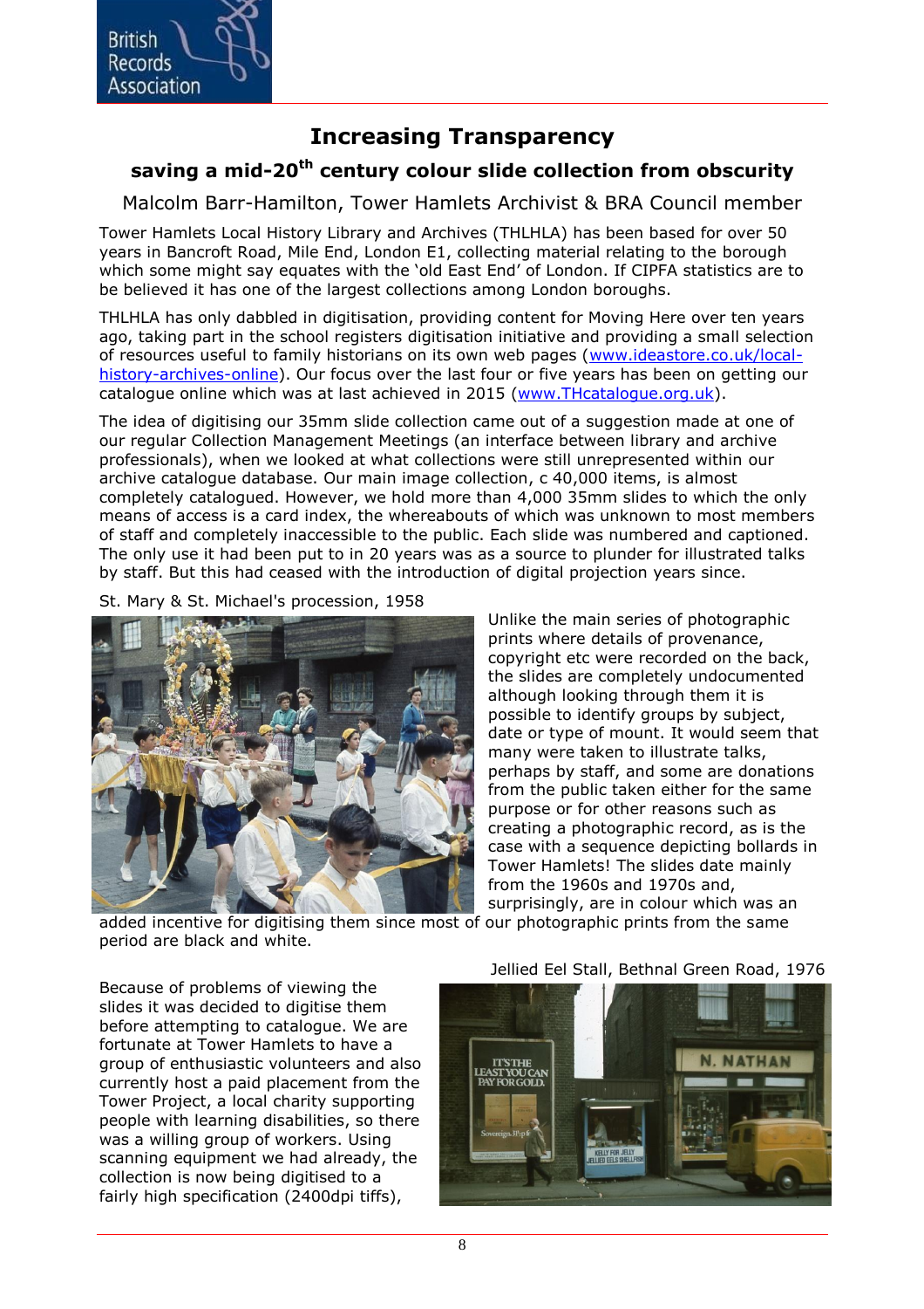# Increasing Transparency

## saving a mid-20th century colour slide collection from obscurity

Malcolm Barr-Hamilton, Tower Hamlets Archivist & BRA Council member

Tower Hamlets Local History Library and Archives (THLHLA) has been based for over 50 years in Bancroft Road, Mile End, London E1, collecting material relating to the borough which some might say equates with the 'old East End' of London. If CIPFA statistics are to be believed it has one of the largest collections among London boroughs.

THLHLA has only dabbled in digitisation, providing content for Moving Here over ten years ago, taking part in the school registers digitisation initiative and providing a small selection of resources useful to family historians on its own web pages (www.ideastore.co.uk/local-history-archives-online). Our focus over the last four or five years has been on getting our catalogue online which was at last achieved in 2015 (www.THcatalogue.org.uk).

The idea of digitising our 35mm slide collection came out of a suggestion made at one of our regular Collection Management Meetings (an interface between library and archive professionals), when we looked at what collections were still unrepresented within our archive catalogue database. Our main image collection, c 40,000 items, is almost completely catalogued. However, we hold more than 4,000 35mm slides to which the only means of access is a card index, the whereabouts of which was unknown to most members of staff and completely inaccessible to the public. Each slide was numbered and captioned. The only use it had been put to in 20 years was as a source to plunder for illustrated talks by staff. But this had ceased with the introduction of digital projection years since.

St. Mary & St. Michael's procession, 1958

Unlike the main series of photographic prints where details of provenance, copyright etc were recorded on the back, the slides are completely undocumented although looking through them it is possible to identify groups by subject, date or type of mount. It would seem that many were taken to illustrate talks, perhaps by staff, and some are donations from the public taken either for the same purpose or for other reasons such as creating a photographic record, as is the case with a sequence depicting bollards in Tower Hamlets! The slides date mainly from the 1960s and 1970s and, surprisingly, are in colour which was an added incentive for digitising them since most of our photographic prints from the same period are black and white.

Jellied Eel Stall, Bethnal Green Road, 1976

Because of problems of viewing the slides it was decided to digitise them before attempting to catalogue. We are fortunate at Tower Hamlets to have a group of enthusiastic volunteers and also currently host a paid placement from the Tower Project, a local charity supporting people with learning disabilities, so there was a willing group of workers. Using scanning equipment we had already, the collection is now being digitised to a fairly high specification (2400dpi tiffs),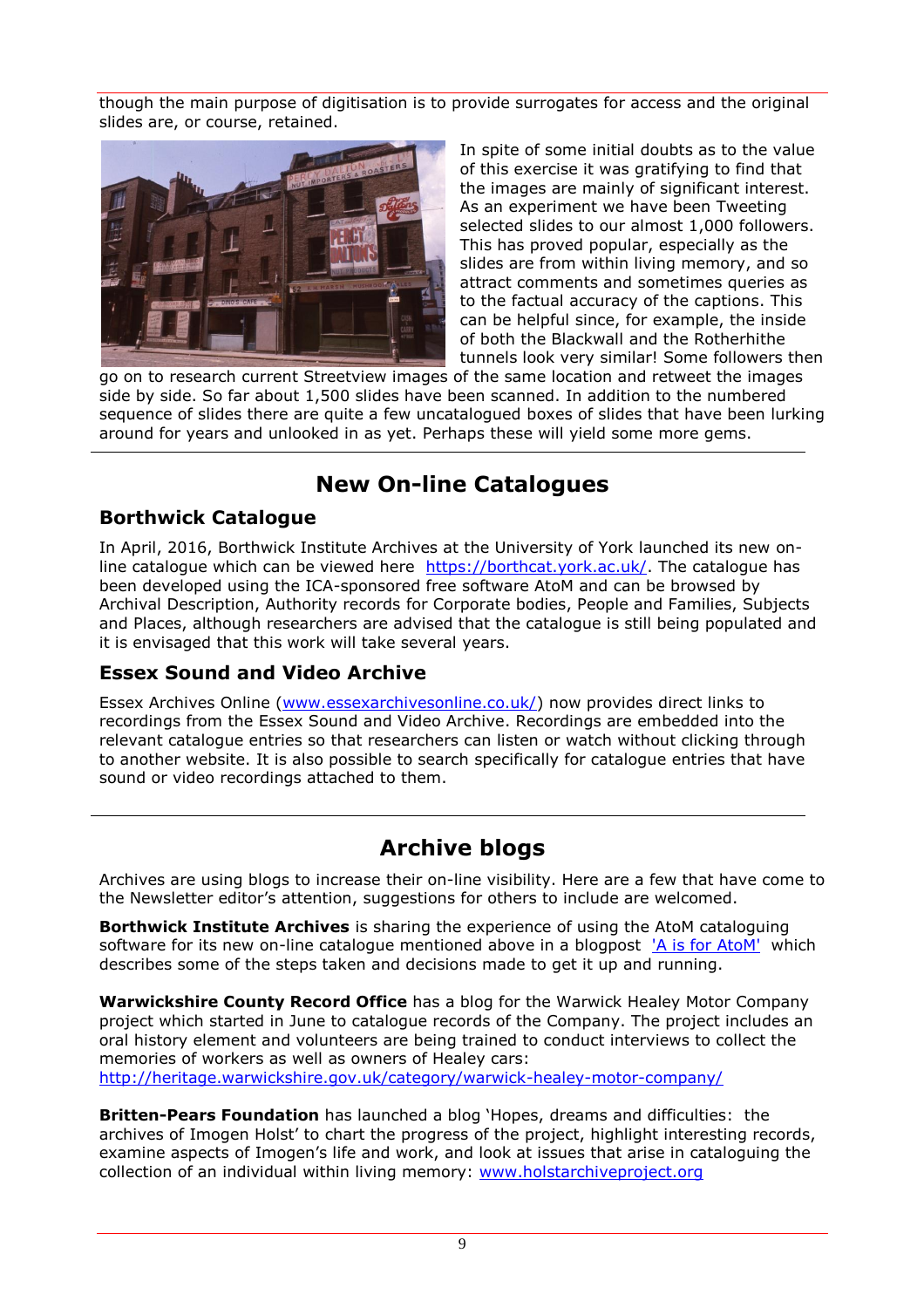though the main purpose of digitisation is to provide surrogates for access and the original slides are, or course, retained.

In spite of some initial doubts as to the value of this exercise it was gratifying to find that the images are mainly of significant interest. As an experiment we have been Tweeting selected slides to our almost 1,000 followers. This has proved popular, especially as the slides are from within living memory, and so attract comments and sometimes queries as to the factual accuracy of the captions. This can be helpful since, for example, the inside of both the Blackwall and the Rotherhithe tunnels look very similar! Some followers then go on to research current Streetview images of the same location and retweet the images side by side. So far about 1,500 slides have been scanned. In addition to the numbered sequence of slides there are quite a few uncatalogued boxes of slides that have been lurking around for years and unlooked in as yet. Perhaps these will yield some more gems.

## New On-line Catalogues

### Borthwick Catalogue

In April, 2016, Borthwick Institute Archives at the University of York launched its new on-line catalogue which can be viewed here https://borthcat.york.ac.uk/. The catalogue has been developed using the ICA-sponsored free software AtoM and can be browsed by Archival Description, Authority records for Corporate bodies, People and Families, Subjects and Places, although researchers are advised that the catalogue is still being populated and it is envisaged that this work will take several years.

### Essex Sound and Video Archive

Essex Archives Online (www.essexarchivesonline.co.uk/) now provides direct links to recordings from the Essex Sound and Video Archive. Recordings are embedded into the relevant catalogue entries so that researchers can listen or watch without clicking through to another website. It is also possible to search specifically for catalogue entries that have sound or video recordings attached to them.

## Archive blogs

Archives are using blogs to increase their on-line visibility. Here are a few that have come to the Newsletter editor's attention, suggestions for others to include are welcomed.

**Borthwick Institute Archives** is sharing the experience of using the AtoM cataloguing software for its new on-line catalogue mentioned above in a blogpost 'A is for AtoM' which describes some of the steps taken and decisions made to get it up and running.

**Warwickshire County Record Office** has a blog for the Warwick Healey Motor Company project which started in June to catalogue records of the Company. The project includes an oral history element and volunteers are being trained to conduct interviews to collect the memories of workers as well as owners of Healey cars: http://heritage.warwickshire.gov.uk/category/warwick-healey-motor-company/

**Britten-Pears Foundation** has launched a blog 'Hopes, dreams and difficulties: the archives of Imogen Holst' to chart the progress of the project, highlight interesting records, examine aspects of Imogen's life and work, and look at issues that arise in cataloguing the collection of an individual within living memory: www.holstarchiveproject.org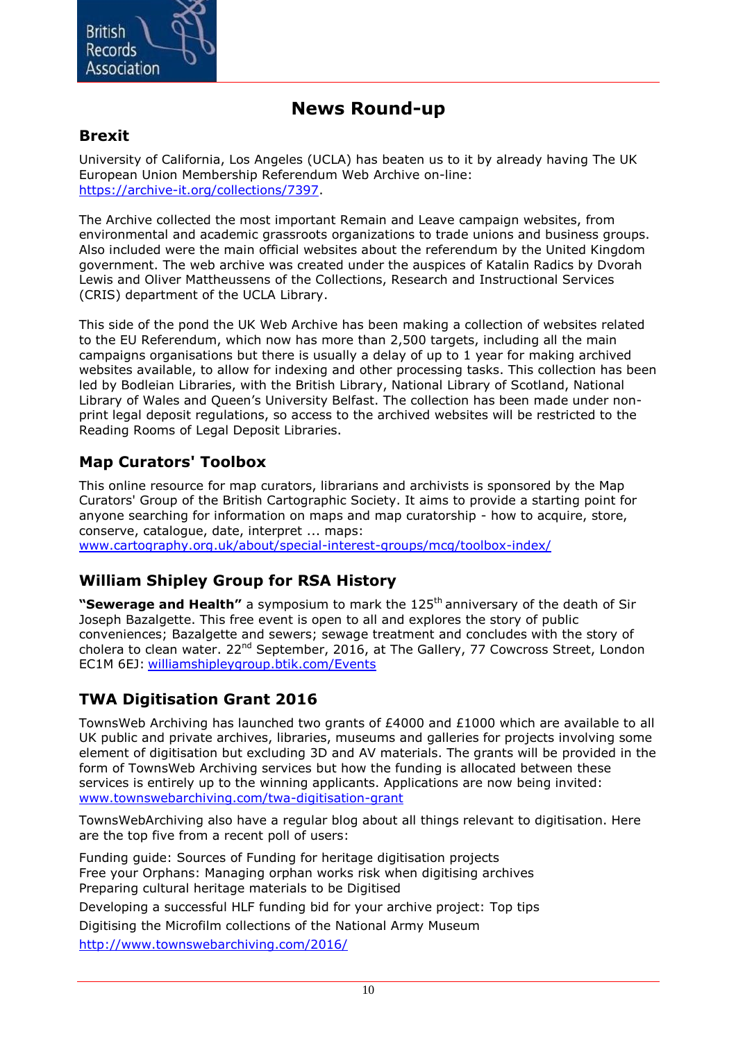# News Round-up

## Brexit

University of California, Los Angeles (UCLA) has beaten us to it by already having The UK European Union Membership Referendum Web Archive on-line: https://archive-it.org/collections/7397.

The Archive collected the most important Remain and Leave campaign websites, from environmental and academic grassroots organizations to trade unions and business groups. Also included were the main official websites about the referendum by the United Kingdom government. The web archive was created under the auspices of Katalin Radics by Dvorah Lewis and Oliver Mattheussens of the Collections, Research and Instructional Services (CRIS) department of the UCLA Library.

This side of the pond the UK Web Archive has been making a collection of websites related to the EU Referendum, which now has more than 2,500 targets, including all the main campaigns organisations but there is usually a delay of up to 1 year for making archived websites available, to allow for indexing and other processing tasks. This collection has been led by Bodleian Libraries, with the British Library, National Library of Scotland, National Library of Wales and Queen's University Belfast. The collection has been made under non-print legal deposit regulations, so access to the archived websites will be restricted to the Reading Rooms of Legal Deposit Libraries.

## Map Curators' Toolbox

This online resource for map curators, librarians and archivists is sponsored by the Map Curators' Group of the British Cartographic Society. It aims to provide a starting point for anyone searching for information on maps and map curatorship - how to acquire, store, conserve, catalogue, date, interpret ... maps: www.cartography.org.uk/about/special-interest-groups/mcg/toolbox-index/

## William Shipley Group for RSA History

**"Sewerage and Health"** a symposium to mark the 125th anniversary of the death of Sir Joseph Bazalgette. This free event is open to all and explores the story of public conveniences; Bazalgette and sewers; sewage treatment and concludes with the story of cholera to clean water. 22nd September, 2016, at The Gallery, 77 Cowcross Street, London EC1M 6EJ: williamshipleygroup.btik.com/Events

## TWA Digitisation Grant 2016

TownsWeb Archiving has launched two grants of £4000 and £1000 which are available to all UK public and private archives, libraries, museums and galleries for projects involving some element of digitisation but excluding 3D and AV materials. The grants will be provided in the form of TownsWeb Archiving services but how the funding is allocated between these services is entirely up to the winning applicants. Applications are now being invited: www.townswebarchiving.com/twa-digitisation-grant

TownsWebArchiving also have a regular blog about all things relevant to digitisation. Here are the top five from a recent poll of users:

Funding guide: Sources of Funding for heritage digitisation projects
Free your Orphans: Managing orphan works risk when digitising archives
Preparing cultural heritage materials to be Digitised

Developing a successful HLF funding bid for your archive project: Top tips

Digitising the Microfilm collections of the National Army Museum

http://www.townswebarchiving.com/2016/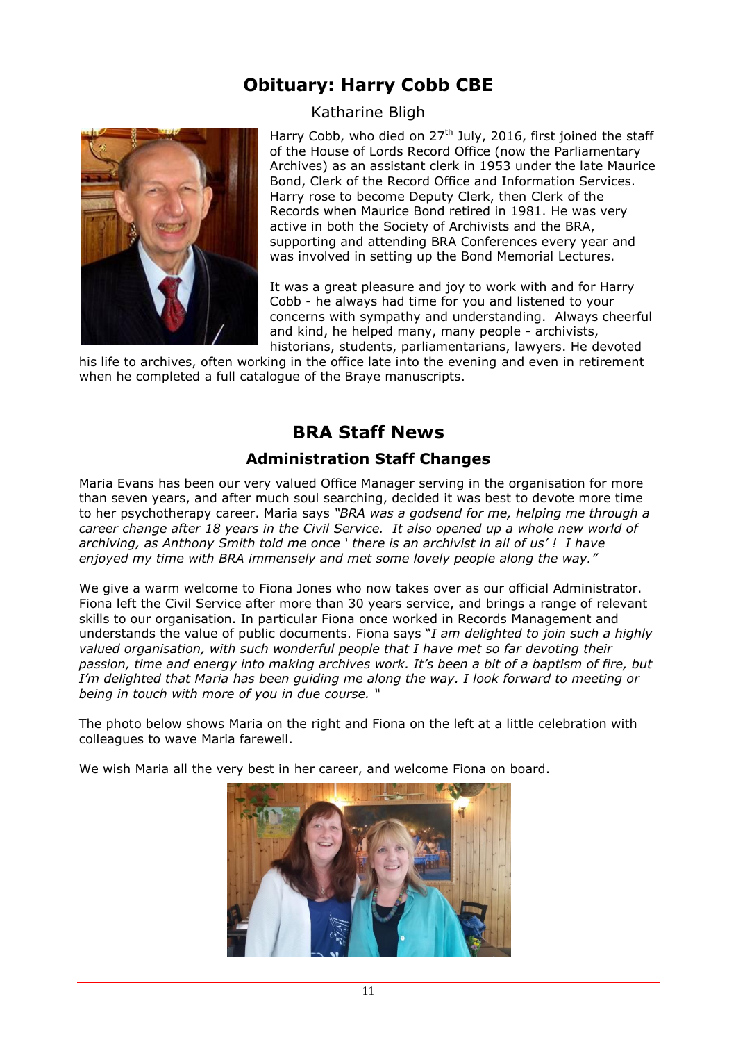# Obituary: Harry Cobb CBE

Katharine Bligh

Harry Cobb, who died on 27th July, 2016, first joined the staff of the House of Lords Record Office (now the Parliamentary Archives) as an assistant clerk in 1953 under the late Maurice Bond, Clerk of the Record Office and Information Services. Harry rose to become Deputy Clerk, then Clerk of the Records when Maurice Bond retired in 1981. He was very active in both the Society of Archivists and the BRA, supporting and attending BRA Conferences every year and was involved in setting up the Bond Memorial Lectures.

It was a great pleasure and joy to work with and for Harry Cobb - he always had time for you and listened to your concerns with sympathy and understanding. Always cheerful and kind, he helped many, many people - archivists, historians, students, parliamentarians, lawyers. He devoted his life to archives, often working in the office late into the evening and even in retirement when he completed a full catalogue of the Braye manuscripts.

# BRA Staff News

## Administration Staff Changes

Maria Evans has been our very valued Office Manager serving in the organisation for more than seven years, and after much soul searching, decided it was best to devote more time to her psychotherapy career. Maria says *"BRA was a godsend for me, helping me through a career change after 18 years in the Civil Service. It also opened up a whole new world of archiving, as Anthony Smith told me once ' there is an archivist in all of us' ! I have enjoyed my time with BRA immensely and met some lovely people along the way."*

We give a warm welcome to Fiona Jones who now takes over as our official Administrator. Fiona left the Civil Service after more than 30 years service, and brings a range of relevant skills to our organisation. In particular Fiona once worked in Records Management and understands the value of public documents. Fiona says "*I am delighted to join such a highly valued organisation, with such wonderful people that I have met so far devoting their passion, time and energy into making archives work. It's been a bit of a baptism of fire, but I'm delighted that Maria has been guiding me along the way. I look forward to meeting or being in touch with more of you in due course.* "

The photo below shows Maria on the right and Fiona on the left at a little celebration with colleagues to wave Maria farewell.

We wish Maria all the very best in her career, and welcome Fiona on board.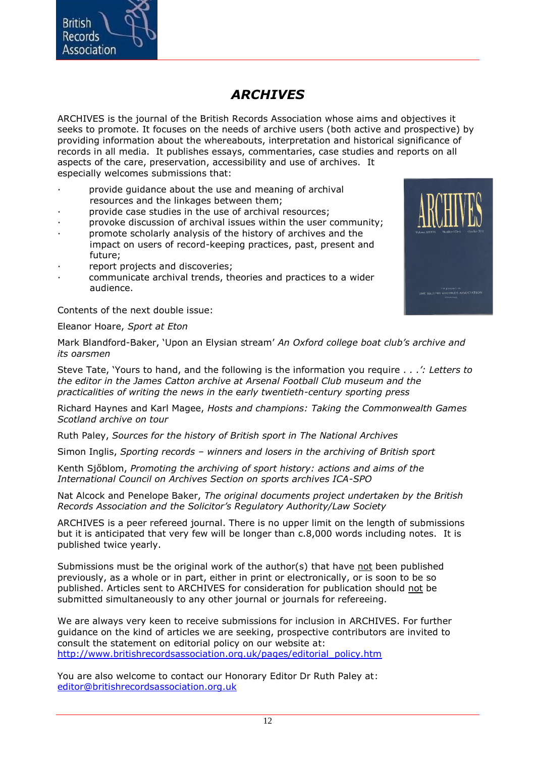# *ARCHIVES*

ARCHIVES is the journal of the British Records Association whose aims and objectives it seeks to promote. It focuses on the needs of archive users (both active and prospective) by providing information about the whereabouts, interpretation and historical significance of records in all media. It publishes essays, commentaries, case studies and reports on all aspects of the care, preservation, accessibility and use of archives. It especially welcomes submissions that:

- provide guidance about the use and meaning of archival resources and the linkages between them;
- provide case studies in the use of archival resources;
- provoke discussion of archival issues within the user community;
- promote scholarly analysis of the history of archives and the impact on users of record-keeping practices, past, present and future;
- report projects and discoveries;
- communicate archival trends, theories and practices to a wider audience.

Contents of the next double issue:

Eleanor Hoare, *Sport at Eton*

Mark Blandford-Baker, 'Upon an Elysian stream' *An Oxford college boat club's archive and its oarsmen*

Steve Tate, 'Yours to hand, and the following is the information you require . . .': *Letters to the editor in the James Catton archive at Arsenal Football Club museum and the practicalities of writing the news in the early twentieth-century sporting press*

Richard Haynes and Karl Magee, *Hosts and champions: Taking the Commonwealth Games Scotland archive on tour*

Ruth Paley, *Sources for the history of British sport in The National Archives*

Simon Inglis, *Sporting records – winners and losers in the archiving of British sport*

Kenth Sjőblom, *Promoting the archiving of sport history: actions and aims of the International Council on Archives Section on sports archives ICA-SPO*

Nat Alcock and Penelope Baker, *The original documents project undertaken by the British Records Association and the Solicitor's Regulatory Authority/Law Society*

ARCHIVES is a peer refereed journal. There is no upper limit on the length of submissions but it is anticipated that very few will be longer than c.8,000 words including notes. It is published twice yearly.

Submissions must be the original work of the author(s) that have not been published previously, as a whole or in part, either in print or electronically, or is soon to be so published. Articles sent to ARCHIVES for consideration for publication should not be submitted simultaneously to any other journal or journals for refereeing.

We are always very keen to receive submissions for inclusion in ARCHIVES. For further guidance on the kind of articles we are seeking, prospective contributors are invited to consult the statement on editorial policy on our website at: http://www.britishrecordsassociation.org.uk/pages/editorial_policy.htm

You are also welcome to contact our Honorary Editor Dr Ruth Paley at: editor@britishrecordsassociation.org.uk